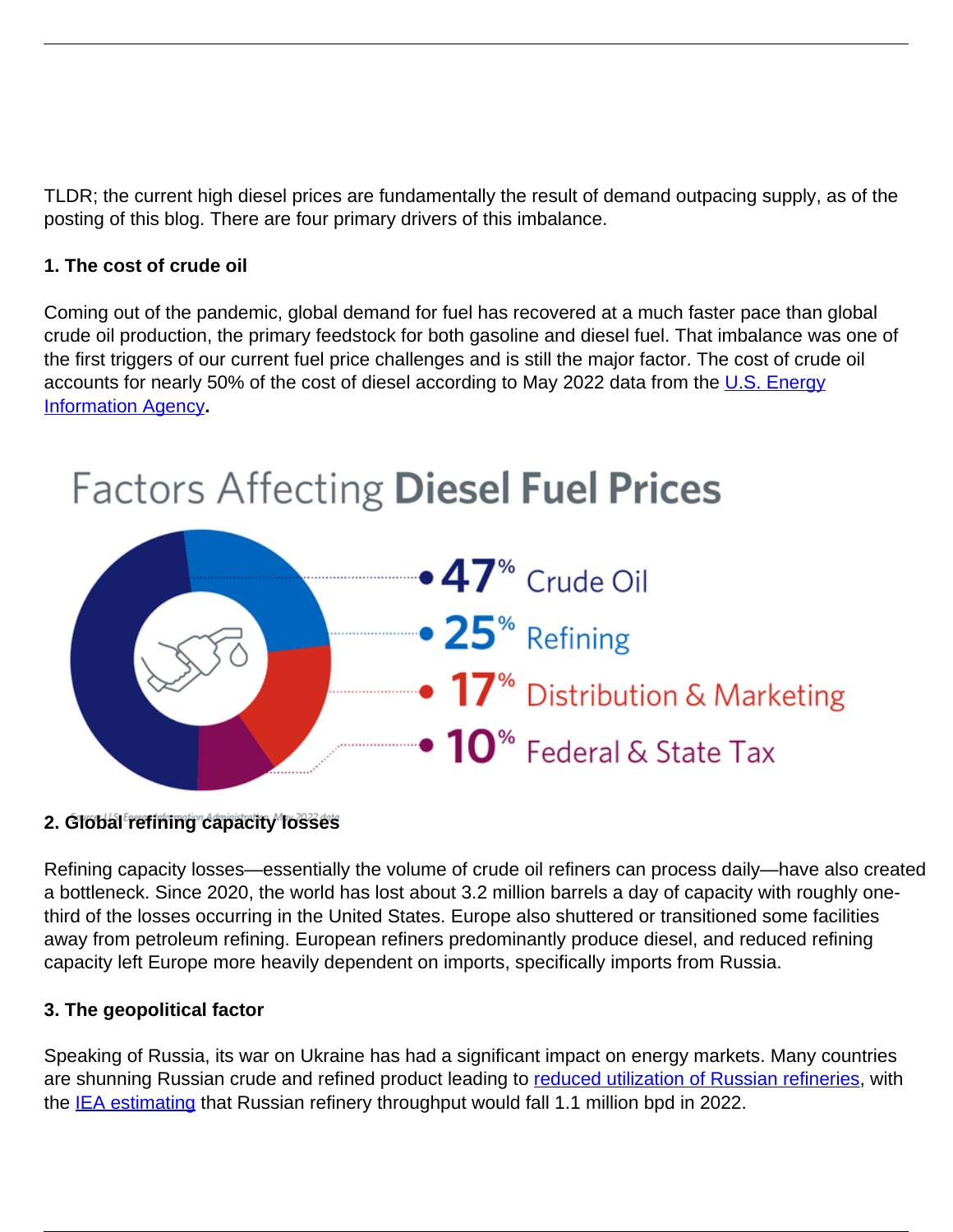TLDR; the current high diesel prices are fundamentally the result of demand outpacing supply, as of the posting of this blog. There are four primary drivers of this imbalance.

**1. The cost of crude oil**

Coming out of the pandemic, global demand for fuel has recovered at a much faster pace than global crude oil production, the primary feedstock for both gasoline and diesel fuel. That imbalance was one of the first triggers of our current fuel price challenges and is still the major factor. The cost of crude oil accounts for nearly 50% of the cost of diesel according to May 2022 data from the U.S. Energy Information Agency**.**

Factors Affecting **Diesel Fuel Prices**

- 47% Crude Oil
- 25% Refining
- 17% Distribution & Marketing
- 10% Federal & State Tax

Source: U.S. Energy Information Administration, May 2022 data

**2. Global refining capacity losses**

Refining capacity losses—essentially the volume of crude oil refiners can process daily—have also created a bottleneck. Since 2020, the world has lost about 3.2 million barrels a day of capacity with roughly one-third of the losses occurring in the United States. Europe also shuttered or transitioned some facilities away from petroleum refining. European refiners predominantly produce diesel, and reduced refining capacity left Europe more heavily dependent on imports, specifically imports from Russia.

**3. The geopolitical factor**

Speaking of Russia, its war on Ukraine has had a significant impact on energy markets. Many countries are shunning Russian crude and refined product leading to reduced utilization of Russian refineries, with the IEA estimating that Russian refinery throughput would fall 1.1 million bpd in 2022.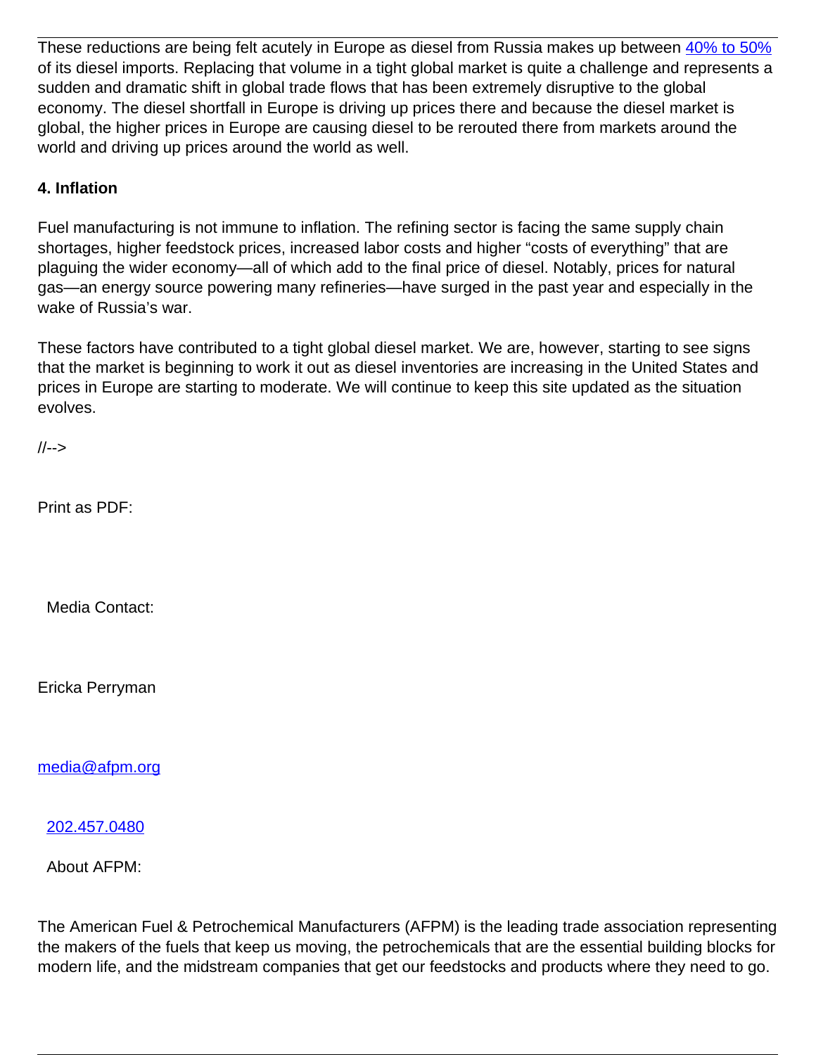These reductions are being felt acutely in Europe as diesel from Russia makes up between [40% to 50%](#) of its diesel imports. Replacing that volume in a tight global market is quite a challenge and represents a sudden and dramatic shift in global trade flows that has been extremely disruptive to the global economy. The diesel shortfall in Europe is driving up prices there and because the diesel market is global, the higher prices in Europe are causing diesel to be rerouted there from markets around the world and driving up prices around the world as well.

**4. Inflation**

Fuel manufacturing is not immune to inflation. The refining sector is facing the same supply chain shortages, higher feedstock prices, increased labor costs and higher "costs of everything" that are plaguing the wider economy—all of which add to the final price of diesel. Notably, prices for natural gas—an energy source powering many refineries—have surged in the past year and especially in the wake of Russia's war.

These factors have contributed to a tight global diesel market. We are, however, starting to see signs that the market is beginning to work it out as diesel inventories are increasing in the United States and prices in Europe are starting to moderate. We will continue to keep this site updated as the situation evolves.

//-->

Print as PDF:

Media Contact:

Ericka Perryman

[media@afpm.org](mailto:media@afpm.org)

[202.457.0480](tel:202.457.0480)

About AFPM:

The American Fuel & Petrochemical Manufacturers (AFPM) is the leading trade association representing the makers of the fuels that keep us moving, the petrochemicals that are the essential building blocks for modern life, and the midstream companies that get our feedstocks and products where they need to go.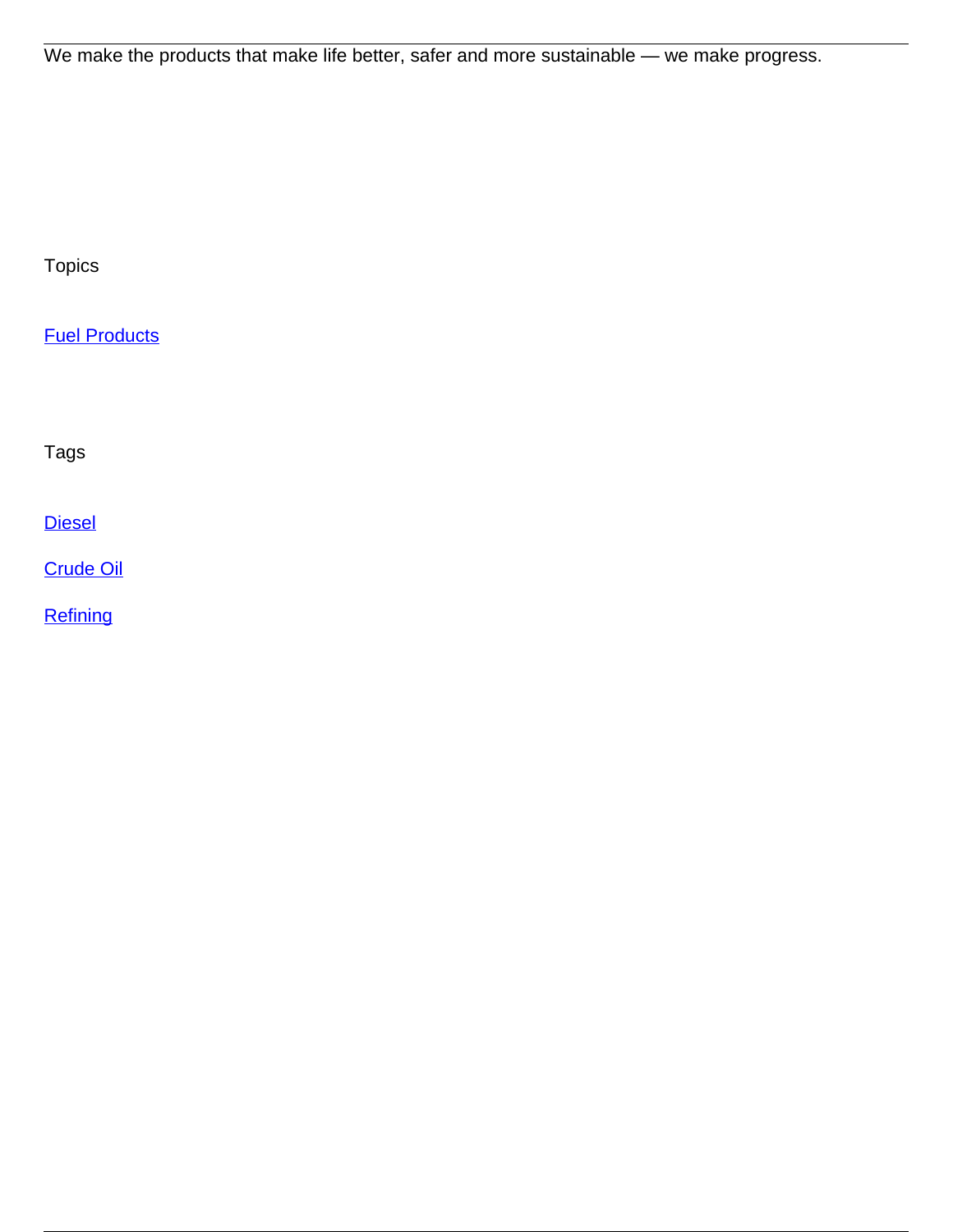We make the products that make life better, safer and more sustainable — we make progress.

Topics

[Fuel Products]

Tags

[Diesel]

[Crude Oil]

[Refining]